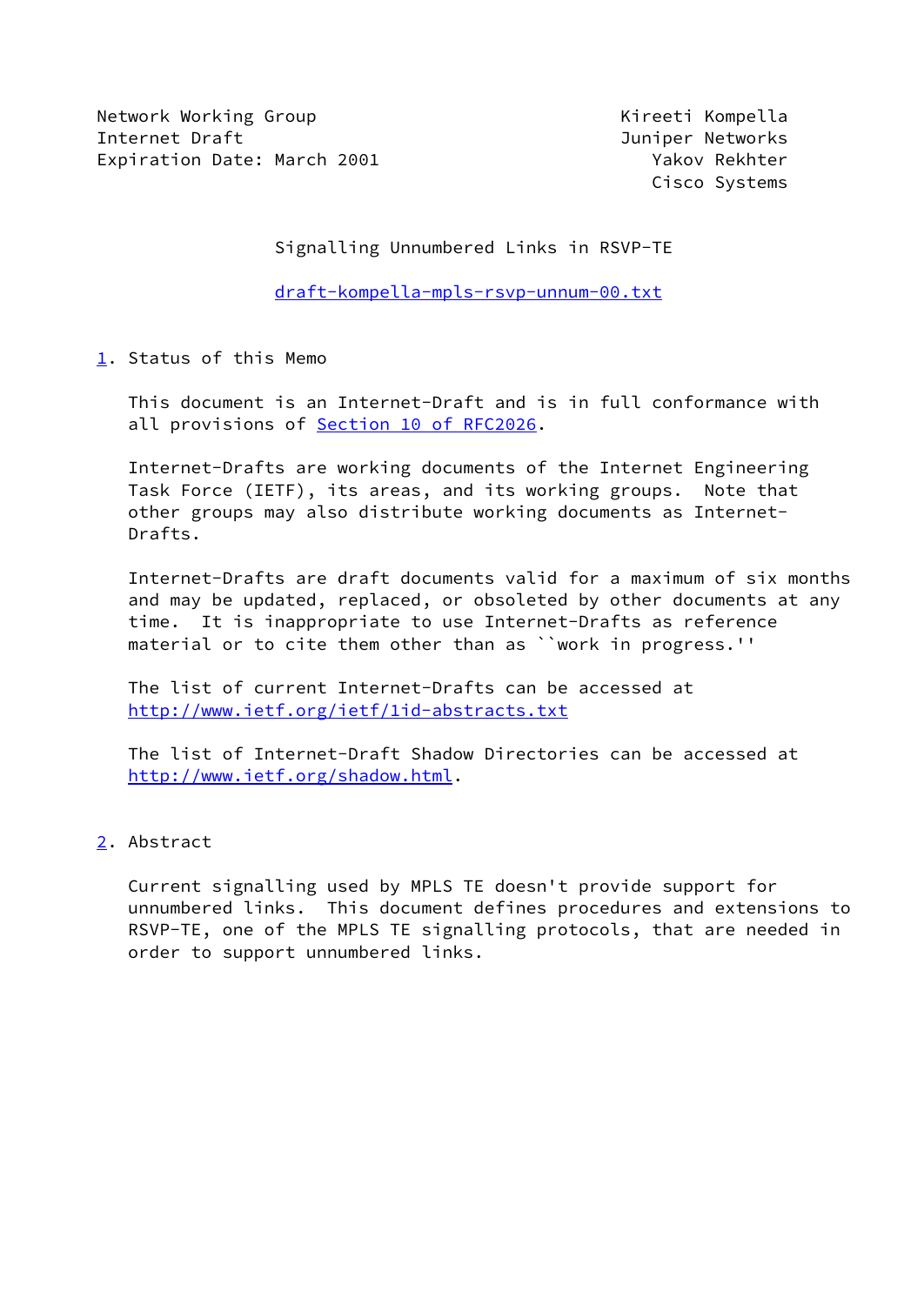Network Working Group                                    Kireeti Kompella
Internet Draft                                           Juniper Networks
Expiration Date: March 2001                                 Yakov Rekhter
                                                            Cisco Systems

# Signalling Unnumbered Links in RSVP-TE

draft-kompella-mpls-rsvp-unnum-00.txt

## 1. Status of this Memo

This document is an Internet-Draft and is in full conformance with all provisions of Section 10 of RFC2026.

Internet-Drafts are working documents of the Internet Engineering Task Force (IETF), its areas, and its working groups. Note that other groups may also distribute working documents as Internet-Drafts.

Internet-Drafts are draft documents valid for a maximum of six months and may be updated, replaced, or obsoleted by other documents at any time. It is inappropriate to use Internet-Drafts as reference material or to cite them other than as ``work in progress.''

The list of current Internet-Drafts can be accessed at http://www.ietf.org/ietf/1id-abstracts.txt

The list of Internet-Draft Shadow Directories can be accessed at http://www.ietf.org/shadow.html.

## 2. Abstract

Current signalling used by MPLS TE doesn't provide support for unnumbered links. This document defines procedures and extensions to RSVP-TE, one of the MPLS TE signalling protocols, that are needed in order to support unnumbered links.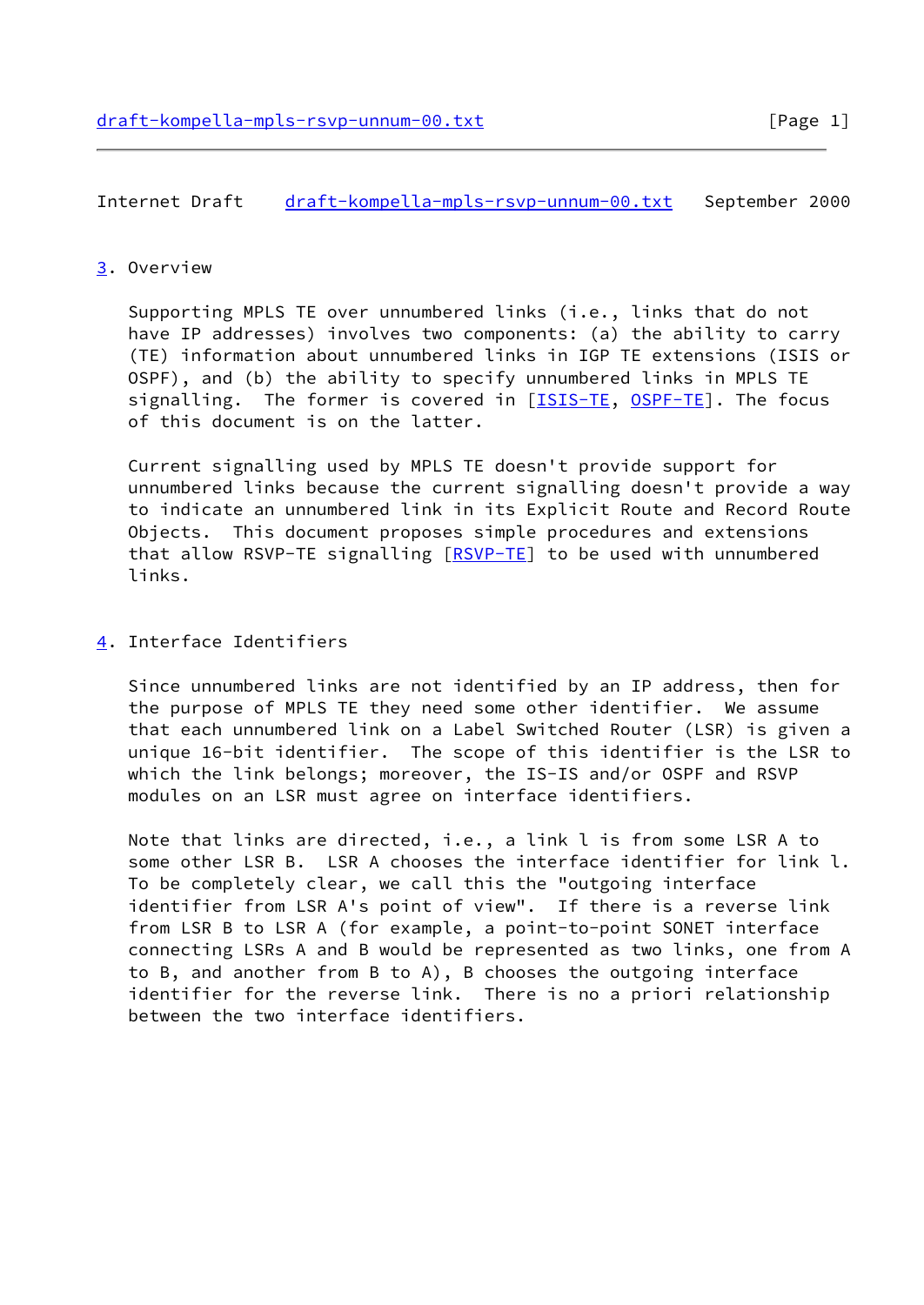## 3. Overview

Supporting MPLS TE over unnumbered links (i.e., links that do not have IP addresses) involves two components: (a) the ability to carry (TE) information about unnumbered links in IGP TE extensions (ISIS or OSPF), and (b) the ability to specify unnumbered links in MPLS TE signalling. The former is covered in [ISIS-TE, OSPF-TE]. The focus of this document is on the latter.

Current signalling used by MPLS TE doesn't provide support for unnumbered links because the current signalling doesn't provide a way to indicate an unnumbered link in its Explicit Route and Record Route Objects. This document proposes simple procedures and extensions that allow RSVP-TE signalling [RSVP-TE] to be used with unnumbered links.

## 4. Interface Identifiers

Since unnumbered links are not identified by an IP address, then for the purpose of MPLS TE they need some other identifier. We assume that each unnumbered link on a Label Switched Router (LSR) is given a unique 16-bit identifier. The scope of this identifier is the LSR to which the link belongs; moreover, the IS-IS and/or OSPF and RSVP modules on an LSR must agree on interface identifiers.

Note that links are directed, i.e., a link l is from some LSR A to some other LSR B. LSR A chooses the interface identifier for link l. To be completely clear, we call this the "outgoing interface identifier from LSR A's point of view". If there is a reverse link from LSR B to LSR A (for example, a point-to-point SONET interface connecting LSRs A and B would be represented as two links, one from A to B, and another from B to A), B chooses the outgoing interface identifier for the reverse link. There is no a priori relationship between the two interface identifiers.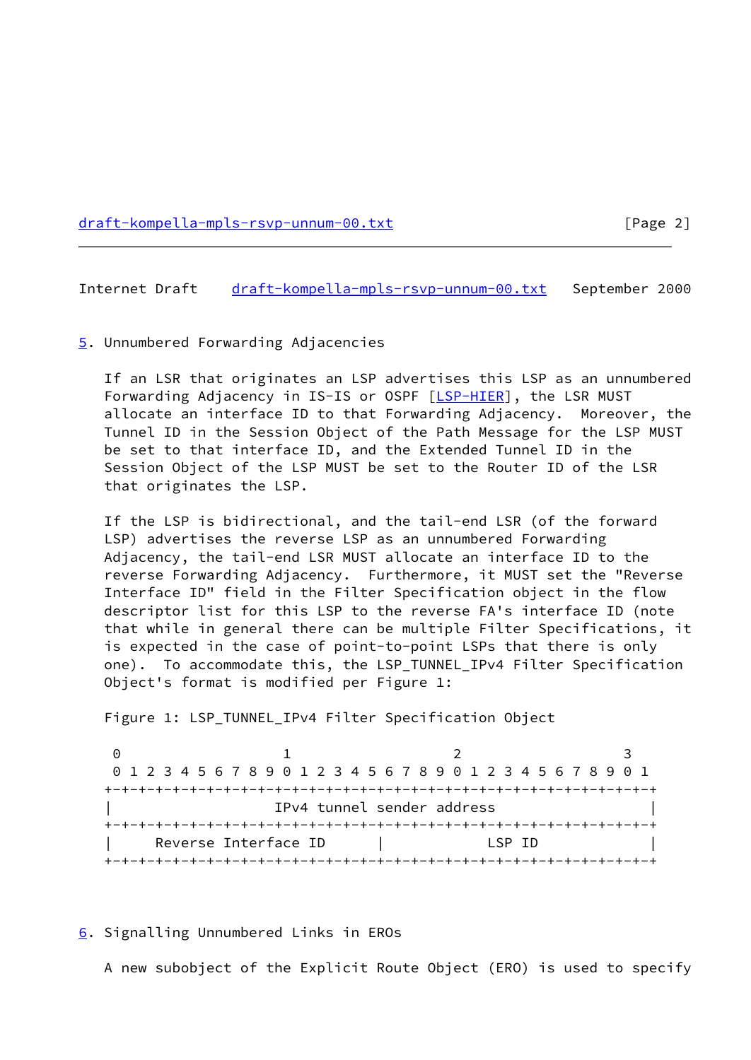## 5. Unnumbered Forwarding Adjacencies

If an LSR that originates an LSP advertises this LSP as an unnumbered Forwarding Adjacency in IS-IS or OSPF [LSP-HIER], the LSR MUST allocate an interface ID to that Forwarding Adjacency. Moreover, the Tunnel ID in the Session Object of the Path Message for the LSP MUST be set to that interface ID, and the Extended Tunnel ID in the Session Object of the LSP MUST be set to the Router ID of the LSR that originates the LSP.

If the LSP is bidirectional, and the tail-end LSR (of the forward LSP) advertises the reverse LSP as an unnumbered Forwarding Adjacency, the tail-end LSR MUST allocate an interface ID to the reverse Forwarding Adjacency. Furthermore, it MUST set the "Reverse Interface ID" field in the Filter Specification object in the flow descriptor list for this LSP to the reverse FA's interface ID (note that while in general there can be multiple Filter Specifications, it is expected in the case of point-to-point LSPs that there is only one). To accommodate this, the LSP_TUNNEL_IPv4 Filter Specification Object's format is modified per Figure 1:

Figure 1: LSP_TUNNEL_IPv4 Filter Specification Object

```
 0                   1                   2                   3
 0 1 2 3 4 5 6 7 8 9 0 1 2 3 4 5 6 7 8 9 0 1 2 3 4 5 6 7 8 9 0 1
+-+-+-+-+-+-+-+-+-+-+-+-+-+-+-+-+-+-+-+-+-+-+-+-+-+-+-+-+-+-+-+-+
|                   IPv4 tunnel sender address                  |
+-+-+-+-+-+-+-+-+-+-+-+-+-+-+-+-+-+-+-+-+-+-+-+-+-+-+-+-+-+-+-+-+
|     Reverse Interface ID      |            LSP ID             |
+-+-+-+-+-+-+-+-+-+-+-+-+-+-+-+-+-+-+-+-+-+-+-+-+-+-+-+-+-+-+-+-+
```

## 6. Signalling Unnumbered Links in EROs

A new subobject of the Explicit Route Object (ERO) is used to specify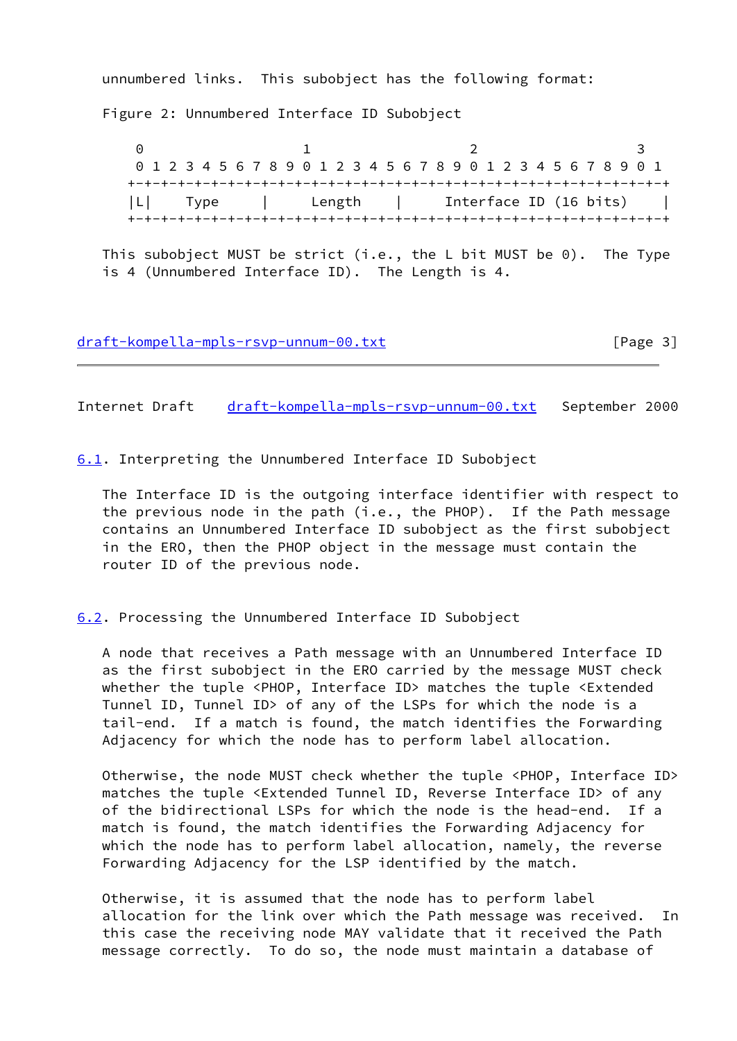unnumbered links. This subobject has the following format:

Figure 2: Unnumbered Interface ID Subobject

```
 0                   1                   2                   3
 0 1 2 3 4 5 6 7 8 9 0 1 2 3 4 5 6 7 8 9 0 1 2 3 4 5 6 7 8 9 0 1
+-+-+-+-+-+-+-+-+-+-+-+-+-+-+-+-+-+-+-+-+-+-+-+-+-+-+-+-+-+-+-+-+
|L|    Type     |     Length    |     Interface ID (16 bits)    |
+-+-+-+-+-+-+-+-+-+-+-+-+-+-+-+-+-+-+-+-+-+-+-+-+-+-+-+-+-+-+-+-+
```

This subobject MUST be strict (i.e., the L bit MUST be 0). The Type is 4 (Unnumbered Interface ID). The Length is 4.

## 6.1. Interpreting the Unnumbered Interface ID Subobject

The Interface ID is the outgoing interface identifier with respect to the previous node in the path (i.e., the PHOP). If the Path message contains an Unnumbered Interface ID subobject as the first subobject in the ERO, then the PHOP object in the message must contain the router ID of the previous node.

## 6.2. Processing the Unnumbered Interface ID Subobject

A node that receives a Path message with an Unnumbered Interface ID as the first subobject in the ERO carried by the message MUST check whether the tuple <PHOP, Interface ID> matches the tuple <Extended Tunnel ID, Tunnel ID> of any of the LSPs for which the node is a tail-end. If a match is found, the match identifies the Forwarding Adjacency for which the node has to perform label allocation.

Otherwise, the node MUST check whether the tuple <PHOP, Interface ID> matches the tuple <Extended Tunnel ID, Reverse Interface ID> of any of the bidirectional LSPs for which the node is the head-end. If a match is found, the match identifies the Forwarding Adjacency for which the node has to perform label allocation, namely, the reverse Forwarding Adjacency for the LSP identified by the match.

Otherwise, it is assumed that the node has to perform label allocation for the link over which the Path message was received. In this case the receiving node MAY validate that it received the Path message correctly. To do so, the node must maintain a database of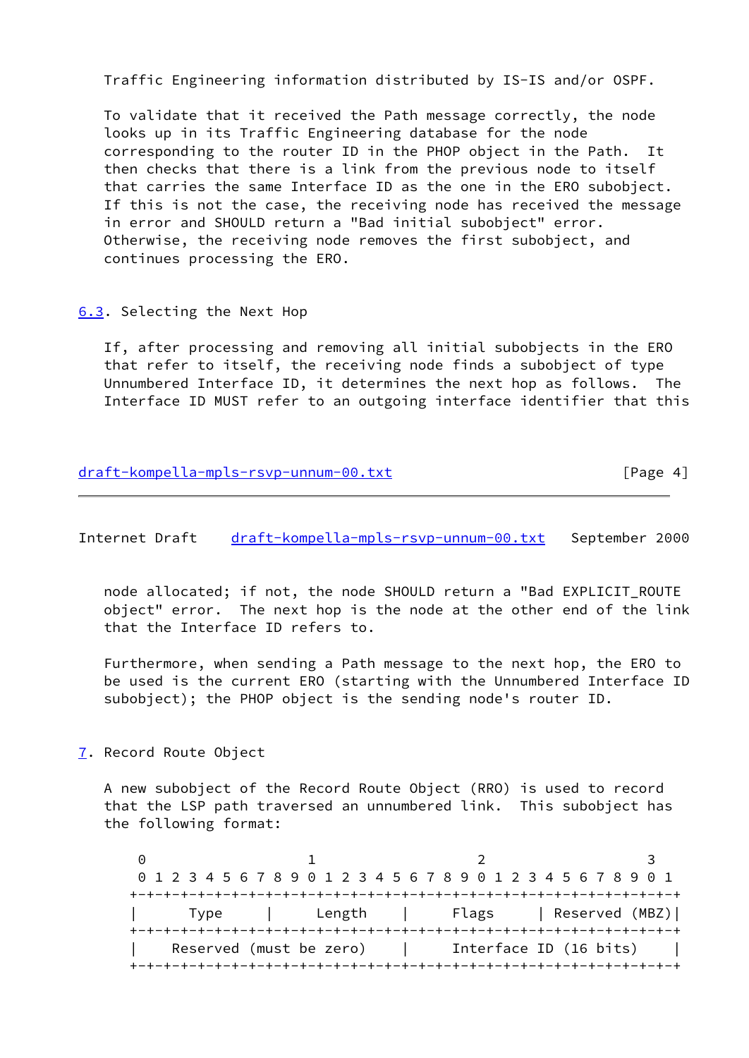Traffic Engineering information distributed by IS-IS and/or OSPF.

To validate that it received the Path message correctly, the node looks up in its Traffic Engineering database for the node corresponding to the router ID in the PHOP object in the Path. It then checks that there is a link from the previous node to itself that carries the same Interface ID as the one in the ERO subobject. If this is not the case, the receiving node has received the message in error and SHOULD return a "Bad initial subobject" error. Otherwise, the receiving node removes the first subobject, and continues processing the ERO.

### 6.3. Selecting the Next Hop

If, after processing and removing all initial subobjects in the ERO that refer to itself, the receiving node finds a subobject of type Unnumbered Interface ID, it determines the next hop as follows. The Interface ID MUST refer to an outgoing interface identifier that this node allocated; if not, the node SHOULD return a "Bad EXPLICIT_ROUTE object" error. The next hop is the node at the other end of the link that the Interface ID refers to.

Furthermore, when sending a Path message to the next hop, the ERO to be used is the current ERO (starting with the Unnumbered Interface ID subobject); the PHOP object is the sending node's router ID.

## 7. Record Route Object

A new subobject of the Record Route Object (RRO) is used to record that the LSP path traversed an unnumbered link. This subobject has the following format:

```
 0                   1                   2                   3
 0 1 2 3 4 5 6 7 8 9 0 1 2 3 4 5 6 7 8 9 0 1 2 3 4 5 6 7 8 9 0 1
+-+-+-+-+-+-+-+-+-+-+-+-+-+-+-+-+-+-+-+-+-+-+-+-+-+-+-+-+-+-+-+-+
|      Type     |     Length    |     Flags     | Reserved (MBZ)|
+-+-+-+-+-+-+-+-+-+-+-+-+-+-+-+-+-+-+-+-+-+-+-+-+-+-+-+-+-+-+-+-+
|   Reserved (must be zero)     |     Interface ID (16 bits)    |
+-+-+-+-+-+-+-+-+-+-+-+-+-+-+-+-+-+-+-+-+-+-+-+-+-+-+-+-+-+-+-+-+
```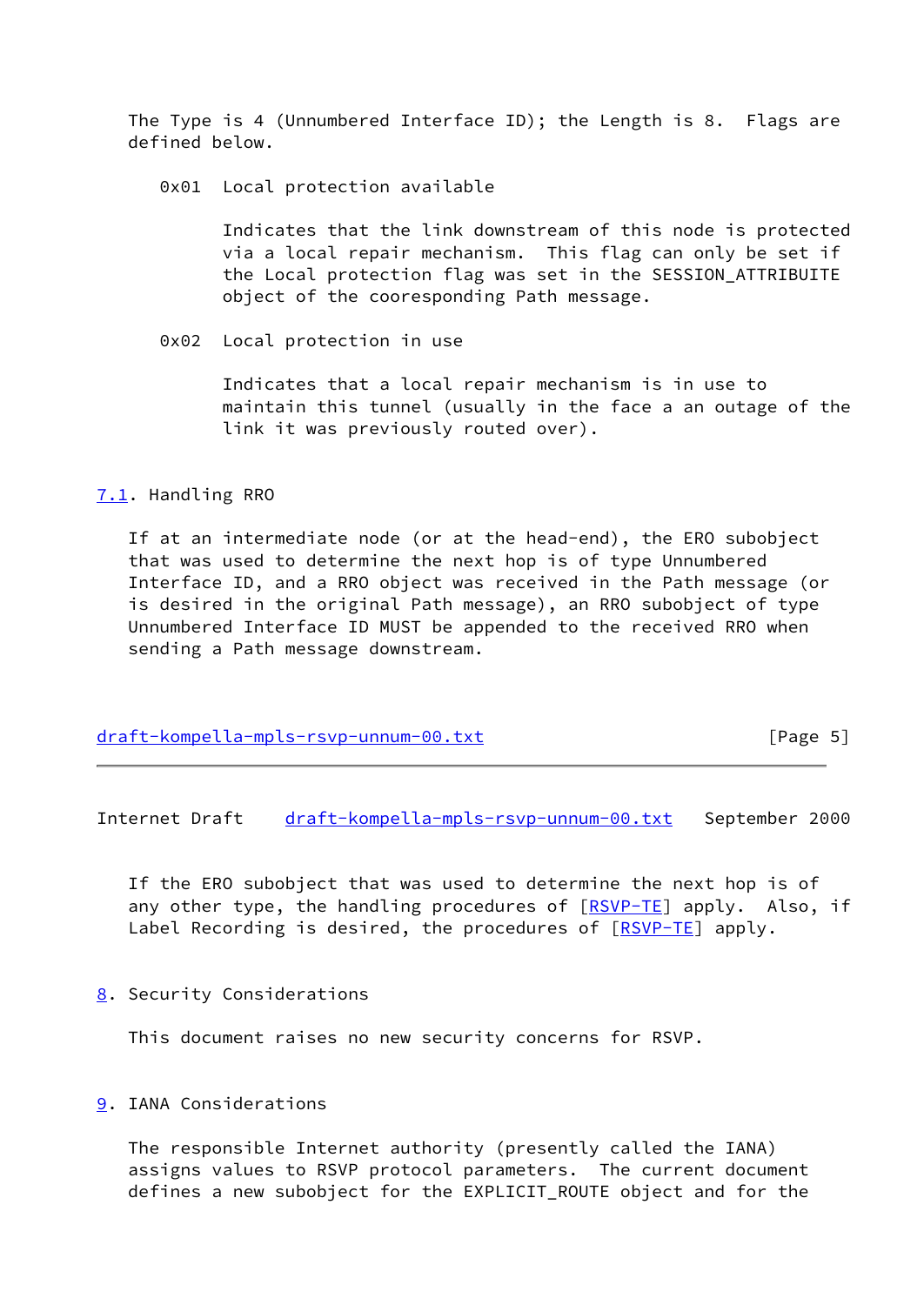The Type is 4 (Unnumbered Interface ID); the Length is 8. Flags are defined below.

0x01 Local protection available

Indicates that the link downstream of this node is protected via a local repair mechanism. This flag can only be set if the Local protection flag was set in the SESSION_ATTRIBUITE object of the cooresponding Path message.

0x02 Local protection in use

Indicates that a local repair mechanism is in use to maintain this tunnel (usually in the face a an outage of the link it was previously routed over).

## 7.1. Handling RRO

If at an intermediate node (or at the head-end), the ERO subobject that was used to determine the next hop is of type Unnumbered Interface ID, and a RRO object was received in the Path message (or is desired in the original Path message), an RRO subobject of type Unnumbered Interface ID MUST be appended to the received RRO when sending a Path message downstream.

If the ERO subobject that was used to determine the next hop is of any other type, the handling procedures of [RSVP-TE] apply. Also, if Label Recording is desired, the procedures of [RSVP-TE] apply.

## 8. Security Considerations

This document raises no new security concerns for RSVP.

## 9. IANA Considerations

The responsible Internet authority (presently called the IANA) assigns values to RSVP protocol parameters. The current document defines a new subobject for the EXPLICIT_ROUTE object and for the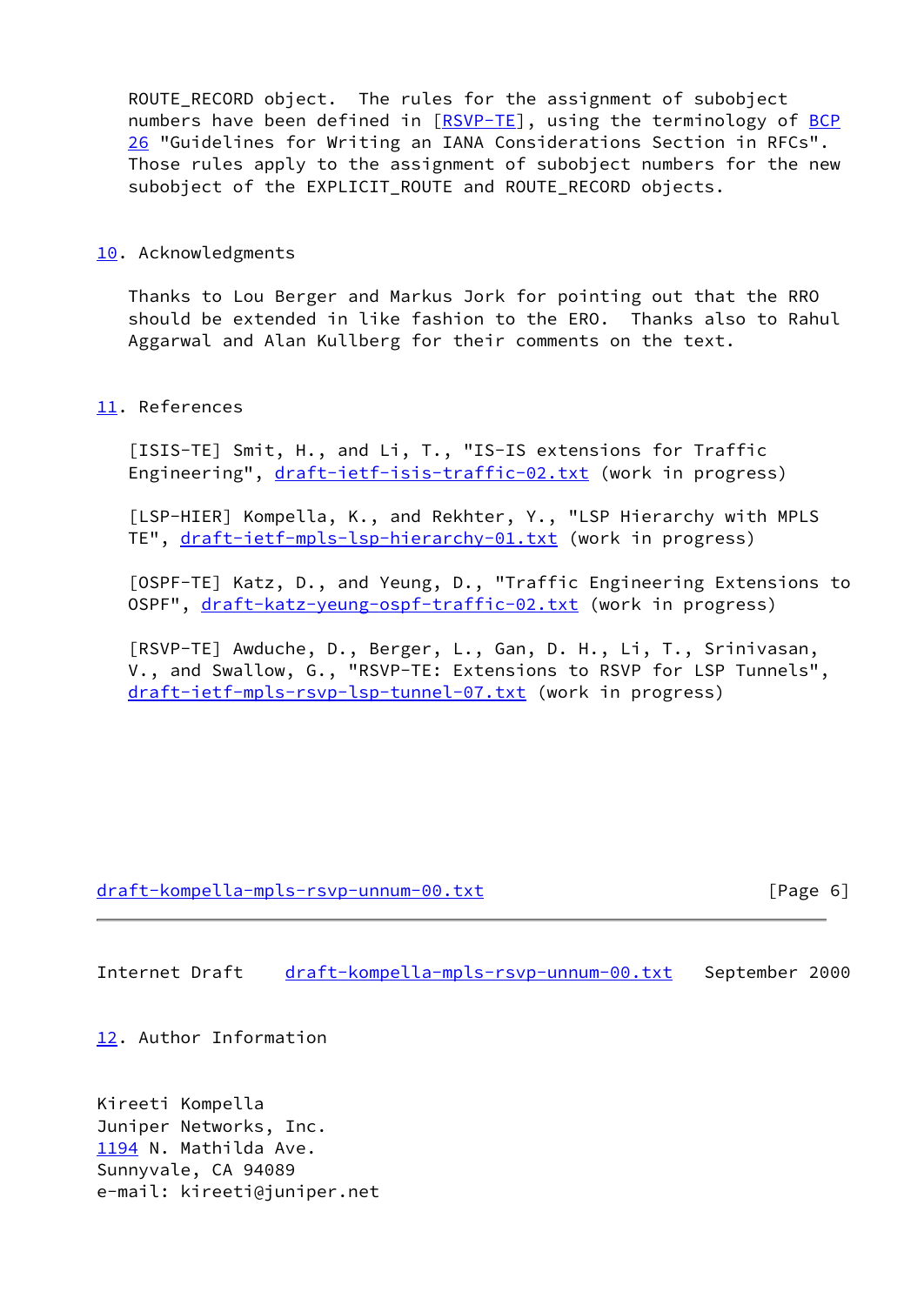ROUTE_RECORD object. The rules for the assignment of subobject numbers have been defined in [RSVP-TE], using the terminology of BCP 26 "Guidelines for Writing an IANA Considerations Section in RFCs". Those rules apply to the assignment of subobject numbers for the new subobject of the EXPLICIT_ROUTE and ROUTE_RECORD objects.

## 10. Acknowledgments

Thanks to Lou Berger and Markus Jork for pointing out that the RRO should be extended in like fashion to the ERO. Thanks also to Rahul Aggarwal and Alan Kullberg for their comments on the text.

## 11. References

[ISIS-TE] Smit, H., and Li, T., "IS-IS extensions for Traffic Engineering", draft-ietf-isis-traffic-02.txt (work in progress)

[LSP-HIER] Kompella, K., and Rekhter, Y., "LSP Hierarchy with MPLS TE", draft-ietf-mpls-lsp-hierarchy-01.txt (work in progress)

[OSPF-TE] Katz, D., and Yeung, D., "Traffic Engineering Extensions to OSPF", draft-katz-yeung-ospf-traffic-02.txt (work in progress)

[RSVP-TE] Awduche, D., Berger, L., Gan, D. H., Li, T., Srinivasan, V., and Swallow, G., "RSVP-TE: Extensions to RSVP for LSP Tunnels", draft-ietf-mpls-rsvp-lsp-tunnel-07.txt (work in progress)

## 12. Author Information

Kireeti Kompella
Juniper Networks, Inc.
1194 N. Mathilda Ave.
Sunnyvale, CA 94089
e-mail: kireeti@juniper.net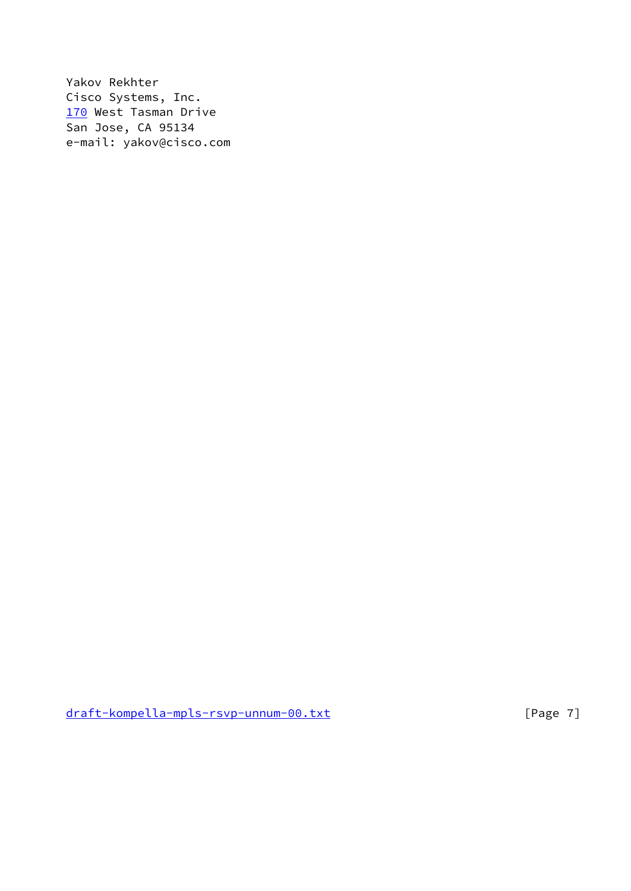Yakov Rekhter
Cisco Systems, Inc.
170 West Tasman Drive
San Jose, CA 95134
e-mail: yakov@cisco.com